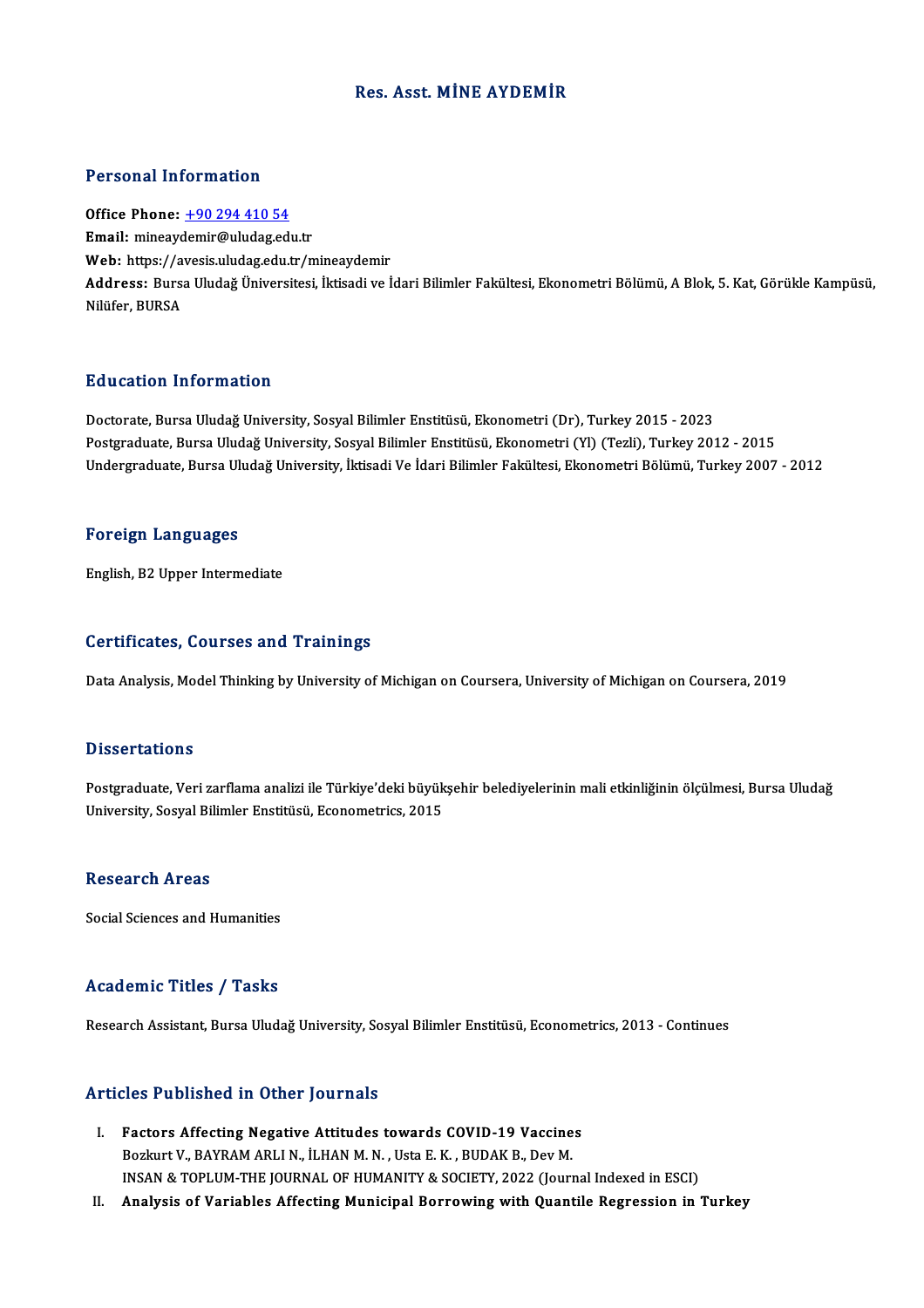# Res. Asst. MİNE AYDEMİR

## Personal Information

**Office Phone:** +90 294 410 54
**Email:** mineaydemir@uludag.edu.tr
**Web:** https://avesis.uludag.edu.tr/mineaydemir
**Address:** Bursa Uludağ Üniversitesi, İktisadi ve İdari Bilimler Fakültesi, Ekonometri Bölümü, A Blok, 5. Kat, Görükle Kampüsü, Nilüfer, BURSA

## Education Information

Doctorate, Bursa Uludağ University, Sosyal Bilimler Enstitüsü, Ekonometri (Dr), Turkey 2015 - 2023
Postgraduate, Bursa Uludağ University, Sosyal Bilimler Enstitüsü, Ekonometri (Yl) (Tezli), Turkey 2012 - 2015
Undergraduate, Bursa Uludağ University, İktisadi Ve İdari Bilimler Fakültesi, Ekonometri Bölümü, Turkey 2007 - 2012

## Foreign Languages

English, B2 Upper Intermediate

## Certificates, Courses and Trainings

Data Analysis, Model Thinking by University of Michigan on Coursera, University of Michigan on Coursera, 2019

## Dissertations

Postgraduate, Veri zarflama analizi ile Türkiye'deki büyükşehir belediyelerinin mali etkinliğinin ölçülmesi, Bursa Uludağ University, Sosyal Bilimler Enstitüsü, Econometrics, 2015

## Research Areas

Social Sciences and Humanities

## Academic Titles / Tasks

Research Assistant, Bursa Uludağ University, Sosyal Bilimler Enstitüsü, Econometrics, 2013 - Continues

## Articles Published in Other Journals

I. **Factors Affecting Negative Attitudes towards COVID-19 Vaccines**
Bozkurt V., BAYRAM ARLI N., İLHAN M. N. , Usta E. K. , BUDAK B., Dev M.
INSAN & TOPLUM-THE JOURNAL OF HUMANITY & SOCIETY, 2022 (Journal Indexed in ESCI)

II. **Analysis of Variables Affecting Municipal Borrowing with Quantile Regression in Turkey**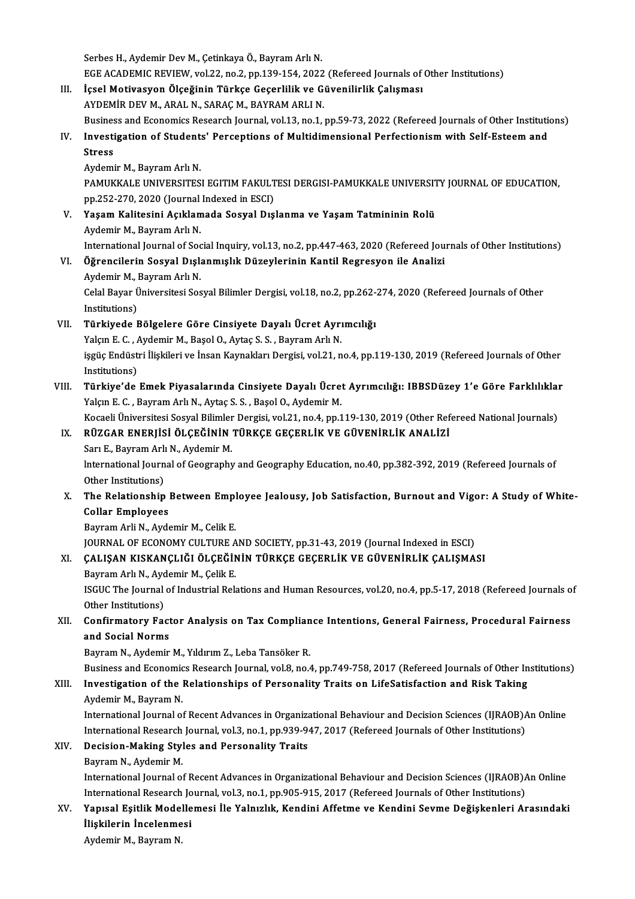Serbes H., Aydemir Dev M., Çetinkaya Ö., Bayram Arlı N.
EGE ACADEMIC REVIEW, vol.22, no.2, pp.139-154, 2022 (Refereed Journals of Other Institutions)

III. **İçsel Motivasyon Ölçeğinin Türkçe Geçerlilik ve Güvenilirlik Çalışması**
AYDEMİR DEV M., ARAL N., SARAÇ M., BAYRAM ARLI N.
Business and Economics Research Journal, vol.13, no.1, pp.59-73, 2022 (Refereed Journals of Other Institutions)

IV. **Investigation of Students' Perceptions of Multidimensional Perfectionism with Self-Esteem and Stress**
Aydemir M., Bayram Arlı N.
PAMUKKALE UNIVERSITESI EGITIM FAKULTESI DERGISI-PAMUKKALE UNIVERSITY JOURNAL OF EDUCATION, pp.252-270, 2020 (Journal Indexed in ESCI)

V. **Yaşam Kalitesini Açıklamada Sosyal Dışlanma ve Yaşam Tatmininin Rolü**
Aydemir M., Bayram Arlı N.
International Journal of Social Inquiry, vol.13, no.2, pp.447-463, 2020 (Refereed Journals of Other Institutions)

VI. **Öğrencilerin Sosyal Dışlanmışlık Düzeylerinin Kantil Regresyon ile Analizi**
Aydemir M., Bayram Arlı N.
Celal Bayar Üniversitesi Sosyal Bilimler Dergisi, vol.18, no.2, pp.262-274, 2020 (Refereed Journals of Other Institutions)

VII. **Türkiyede Bölgelere Göre Cinsiyete Dayalı Ücret Ayrımcılığı**
Yalçın E. C. , Aydemir M., Başol O., Aytaç S. S. , Bayram Arlı N.
işgüç Endüstri İlişkileri ve İnsan Kaynakları Dergisi, vol.21, no.4, pp.119-130, 2019 (Refereed Journals of Other Institutions)

VIII. **Türkiye'de Emek Piyasalarında Cinsiyete Dayalı Ücret Ayrımcılığı: IBBSDüzey 1'e Göre Farklılıklar**
Yalçın E. C. , Bayram Arlı N., Aytaç S. S. , Başol O., Aydemir M.
Kocaeli Üniversitesi Sosyal Bilimler Dergisi, vol.21, no.4, pp.119-130, 2019 (Other Refereed National Journals)

IX. **RÜZGAR ENERJİSİ ÖLÇEĞİNİN TÜRKÇE GEÇERLİK VE GÜVENİRLİK ANALİZİ**
Sarı E., Bayram Arlı N., Aydemir M.
International Journal of Geography and Geography Education, no.40, pp.382-392, 2019 (Refereed Journals of Other Institutions)

X. **The Relationship Between Employee Jealousy, Job Satisfaction, Burnout and Vigor: A Study of White-Collar Employees**
Bayram Arli N., Aydemir M., Celik E.
JOURNAL OF ECONOMY CULTURE AND SOCIETY, pp.31-43, 2019 (Journal Indexed in ESCI)

XI. **ÇALIŞAN KISKANÇLIĞI ÖLÇEĞİNİN TÜRKÇE GEÇERLİK VE GÜVENİRLİK ÇALIŞMASI**
Bayram Arlı N., Aydemir M., Çelik E.
ISGUC The Journal of Industrial Relations and Human Resources, vol.20, no.4, pp.5-17, 2018 (Refereed Journals of Other Institutions)

XII. **Confirmatory Factor Analysis on Tax Compliance Intentions, General Fairness, Procedural Fairness and Social Norms**
Bayram N., Aydemir M., Yıldırım Z., Leba Tansöker R.
Business and Economics Research Journal, vol.8, no.4, pp.749-758, 2017 (Refereed Journals of Other Institutions)

XIII. **Investigation of the Relationships of Personality Traits on LifeSatisfaction and Risk Taking**
Aydemir M., Bayram N.
International Journal of Recent Advances in Organizational Behaviour and Decision Sciences (IJRAOB)An Online International Research Journal, vol.3, no.1, pp.939-947, 2017 (Refereed Journals of Other Institutions)

XIV. **Decision-Making Styles and Personality Traits**
Bayram N., Aydemir M.
International Journal of Recent Advances in Organizational Behaviour and Decision Sciences (IJRAOB)An Online International Research Journal, vol.3, no.1, pp.905-915, 2017 (Refereed Journals of Other Institutions)

XV. **Yapısal Eşitlik Modellemesi İle Yalnızlık, Kendini Affetme ve Kendini Sevme Değişkenleri Arasındaki İlişkilerin İncelenmesi**
Aydemir M., Bayram N.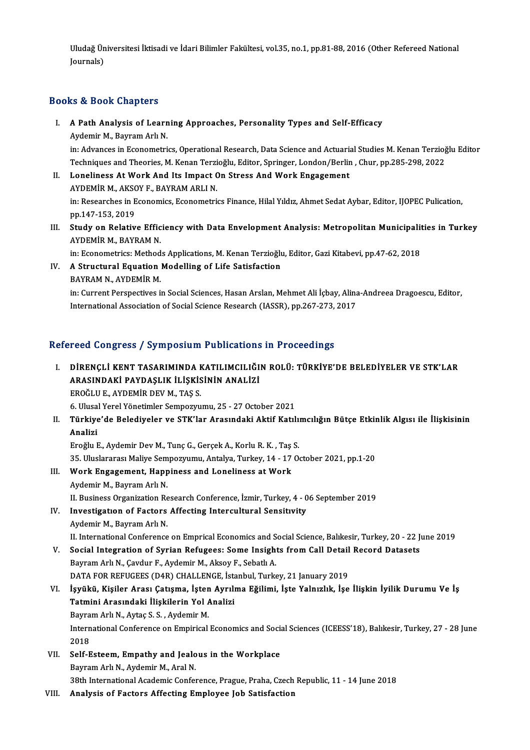Uludağ Üniversitesi İktisadi ve İdari Bilimler Fakültesi, vol.35, no.1, pp.81-88, 2016 (Other Refereed National Journals)

## Books & Book Chapters

I. **A Path Analysis of Learning Approaches, Personality Types and Self-Efficacy**
Aydemir M., Bayram Arlı N.
in: Advances in Econometrics, Operational Research, Data Science and Actuarial Studies M. Kenan Terzioğlu Editor Techniques and Theories, M. Kenan Terzioğlu, Editor, Springer, London/Berlin , Chur, pp.285-298, 2022

II. **Loneliness At Work And Its Impact On Stress And Work Engagement**
AYDEMİR M., AKSOY F., BAYRAM ARLI N.
in: Researches in Economics, Econometrics Finance, Hilal Yıldız, Ahmet Sedat Aybar, Editor, IJOPEC Pulication, pp.147-153, 2019

III. **Study on Relative Efficiency with Data Envelopment Analysis: Metropolitan Municipalities in Turkey**
AYDEMİR M., BAYRAM N.
in: Econometrics: Methods Applications, M. Kenan Terzioğlu, Editor, Gazi Kitabevi, pp.47-62, 2018

IV. **A Structural Equation Modelling of Life Satisfaction**
BAYRAM N., AYDEMİR M.
in: Current Perspectives in Social Sciences, Hasan Arslan, Mehmet Ali İçbay, Alina-Andreea Dragoescu, Editor, International Association of Social Science Research (IASSR), pp.267-273, 2017

## Refereed Congress / Symposium Publications in Proceedings

I. **DİRENÇLİ KENT TASARIMINDA KATILIMCILIĞIN ROLÜ: TÜRKİYE'DE BELEDİYELER VE STK'LAR ARASINDAKİ PAYDAŞLIK İLİŞKİSİNİN ANALİZİ**
EROĞLU E., AYDEMİR DEV M., TAŞ S.
6. Ulusal Yerel Yönetimler Sempozyumu, 25 - 27 October 2021

II. **Türkiye'de Belediyeler ve STK'lar Arasındaki Aktif Katılımcılığın Bütçe Etkinlik Algısı ile İlişkisinin Analizi**
Eroğlu E., Aydemir Dev M., Tunç G., Gerçek A., Korlu R. K. , Taş S.
35. Uluslararası Maliye Sempozyumu, Antalya, Turkey, 14 - 17 October 2021, pp.1-20

III. **Work Engagement, Happiness and Loneliness at Work**
Aydemir M., Bayram Arlı N.
II. Business Organization Research Conference, İzmir, Turkey, 4 - 06 September 2019

IV. **Investigatıon of Factors Affecting Intercultural Sensitıvity**
Aydemir M., Bayram Arlı N.
II. International Conference on Emprical Economics and Social Science, Balıkesir, Turkey, 20 - 22 June 2019

V. **Social Integration of Syrian Refugees: Some Insights from Call Detail Record Datasets**
Bayram Arlı N., Çavdur F., Aydemir M., Aksoy F., Sebatlı A.
DATA FOR REFUGEES (D4R) CHALLENGE, İstanbul, Turkey, 21 January 2019

VI. **İşyükü, Kişiler Arası Çatışma, İşten Ayrılma Eğilimi, İşte Yalnızlık, İşe İlişkin İyilik Durumu Ve İş Tatmini Arasındaki İlişkilerin Yol Analizi**
Bayram Arlı N., Aytaç S. S. , Aydemir M.
International Conference on Empirical Economics and Social Sciences (ICEESS'18), Balıkesir, Turkey, 27 - 28 June 2018

VII. **Self-Esteem, Empathy and Jealous in the Workplace**
Bayram Arlı N., Aydemir M., Aral N.
38th International Academic Conference, Prague, Praha, Czech Republic, 11 - 14 June 2018

VIII. **Analysis of Factors Affecting Employee Job Satisfaction**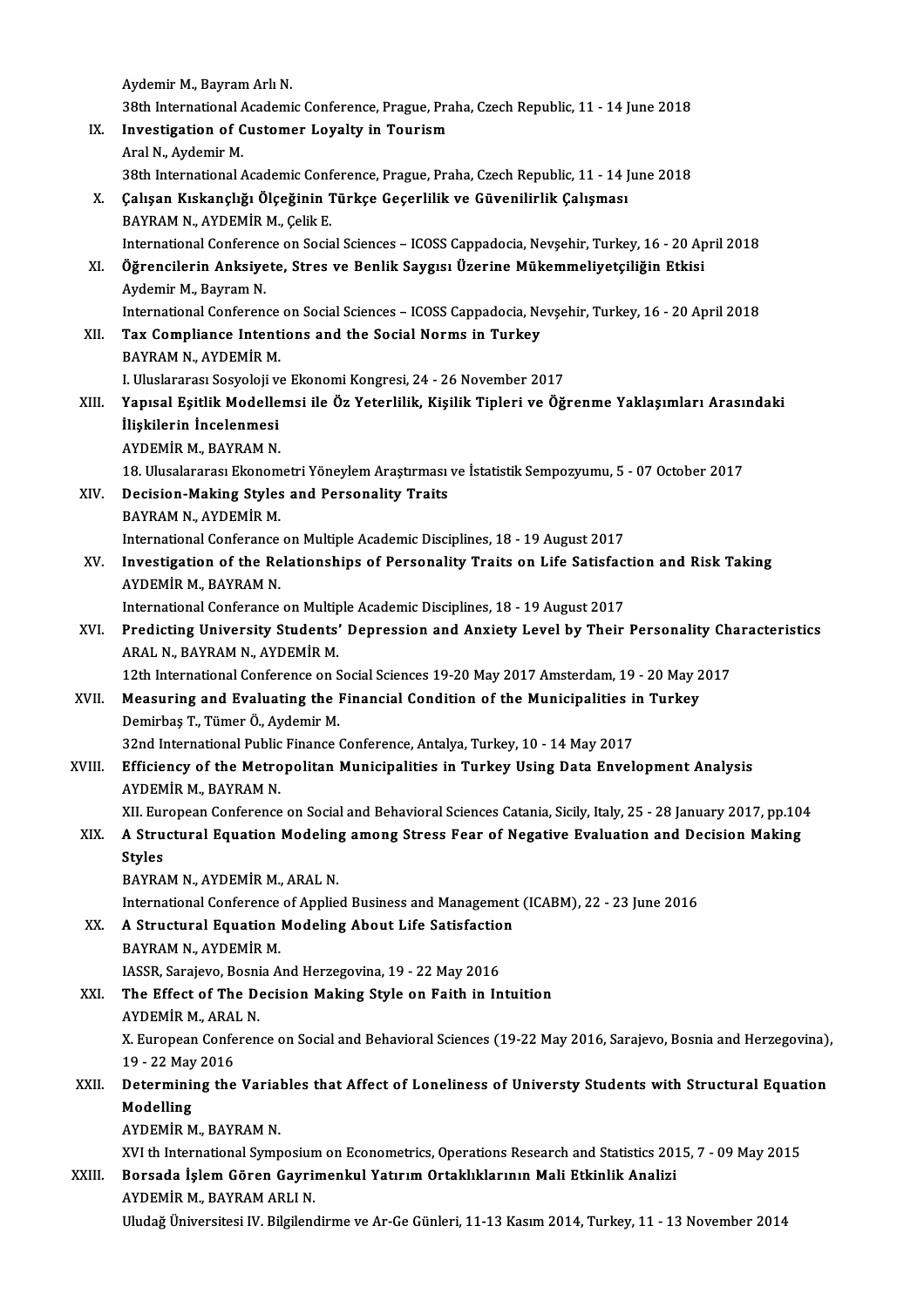Aydemir M., Bayram Arlı N.
38th International Academic Conference, Prague, Praha, Czech Republic, 11 - 14 June 2018

IX. **Investigation of Customer Loyalty in Tourism**
Aral N., Aydemir M.
38th International Academic Conference, Prague, Praha, Czech Republic, 11 - 14 June 2018

X. **Çalışan Kıskançlığı Ölçeğinin Türkçe Geçerlilik ve Güvenilirlik Çalışması**
BAYRAM N., AYDEMİR M., Çelik E.
International Conference on Social Sciences – ICOSS Cappadocia, Nevşehir, Turkey, 16 - 20 April 2018

XI. **Öğrencilerin Anksiyete, Stres ve Benlik Saygısı Üzerine Mükemmeliyetçiliğin Etkisi**
Aydemir M., Bayram N.
International Conference on Social Sciences – ICOSS Cappadocia, Nevşehir, Turkey, 16 - 20 April 2018

XII. **Tax Compliance Intentions and the Social Norms in Turkey**
BAYRAM N., AYDEMİR M.
I. Uluslararası Sosyoloji ve Ekonomi Kongresi, 24 - 26 November 2017

XIII. **Yapısal Eşitlik Modellemsi ile Öz Yeterlilik, Kişilik Tipleri ve Öğrenme Yaklaşımları Arasındaki İlişkilerin İncelenmesi**
AYDEMİR M., BAYRAM N.
18. Ulusalararası Ekonometri Yöneylem Araştırması ve İstatistik Sempozyumu, 5 - 07 October 2017

XIV. **Decision-Making Styles and Personality Traits**
BAYRAM N., AYDEMİR M.
International Conferance on Multiple Academic Disciplines, 18 - 19 August 2017

XV. **Investigation of the Relationships of Personality Traits on Life Satisfaction and Risk Taking**
AYDEMİR M., BAYRAM N.
International Conferance on Multiple Academic Disciplines, 18 - 19 August 2017

XVI. **Predicting University Students' Depression and Anxiety Level by Their Personality Characteristics**
ARAL N., BAYRAM N., AYDEMİR M.
12th International Conference on Social Sciences 19-20 May 2017 Amsterdam, 19 - 20 May 2017

XVII. **Measuring and Evaluating the Financial Condition of the Municipalities in Turkey**
Demirbaş T., Tümer Ö., Aydemir M.
32nd International Public Finance Conference, Antalya, Turkey, 10 - 14 May 2017

XVIII. **Efficiency of the Metropolitan Municipalities in Turkey Using Data Envelopment Analysis**
AYDEMİR M., BAYRAM N.
XII. European Conference on Social and Behavioral Sciences Catania, Sicily, Italy, 25 - 28 January 2017, pp.104

XIX. **A Structural Equation Modeling among Stress Fear of Negative Evaluation and Decision Making Styles**
BAYRAM N., AYDEMİR M., ARAL N.
International Conference of Applied Business and Management (ICABM), 22 - 23 June 2016

XX. **A Structural Equation Modeling About Life Satisfaction**
BAYRAM N., AYDEMİR M.
IASSR, Sarajevo, Bosnia And Herzegovina, 19 - 22 May 2016

XXI. **The Effect of The Decision Making Style on Faith in Intuition**
AYDEMİR M., ARAL N.
X. European Conference on Social and Behavioral Sciences (19-22 May 2016, Sarajevo, Bosnia and Herzegovina), 19 - 22 May 2016

XXII. **Determining the Variables that Affect of Loneliness of Universty Students with Structural Equation Modelling**
AYDEMİR M., BAYRAM N.
XVI th International Symposium on Econometrics, Operations Research and Statistics 2015, 7 - 09 May 2015

XXIII. **Borsada İşlem Gören Gayrimenkul Yatırım Ortaklıklarının Mali Etkinlik Analizi**
AYDEMİR M., BAYRAM ARLI N.
Uludağ Üniversitesi IV. Bilgilendirme ve Ar-Ge Günleri, 11-13 Kasım 2014, Turkey, 11 - 13 November 2014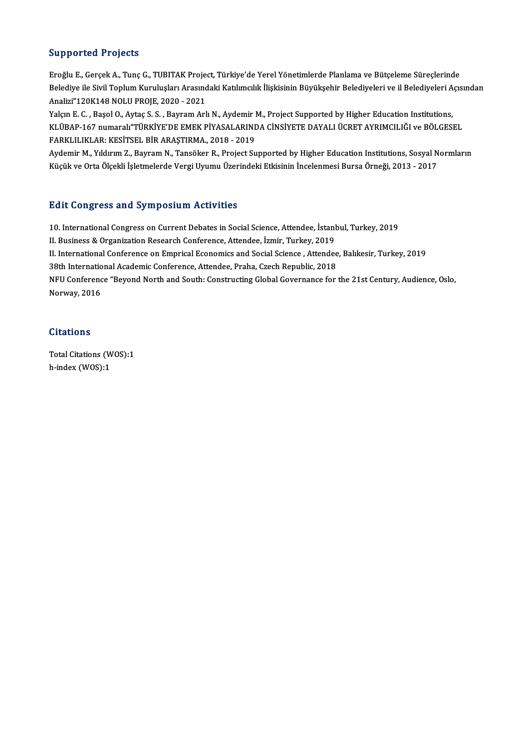## Supported Projects

Eroğlu E., Gerçek A., Tunç G., TUBITAK Project, Türkiye'de Yerel Yönetimlerde Planlama ve Bütçeleme Süreçlerinde Belediye ile Sivil Toplum Kuruluşları Arasındaki Katılımcılık İlişkisinin Büyükşehir Belediyeleri ve il Belediyeleri Açısından Analizi"120K148 NOLU PROJE, 2020 - 2021

Yalçın E. C. , Başol O., Aytaç S. S. , Bayram Arlı N., Aydemir M., Project Supported by Higher Education Institutions, KLÜBAP-167 numaralı"TÜRKİYE'DE EMEK PİYASALARINDA CİNSİYETE DAYALI ÜCRET AYRIMCILIĞI ve BÖLGESEL FARKLILIKLAR: KESİTSEL BİR ARAŞTIRMA., 2018 - 2019

Aydemir M., Yıldırım Z., Bayram N., Tansöker R., Project Supported by Higher Education Institutions, Sosyal Normların Küçük ve Orta Ölçekli İşletmelerde Vergi Uyumu Üzerindeki Etkisinin İncelenmesi Bursa Örneği, 2013 - 2017

## Edit Congress and Symposium Activities

10. International Congress on Current Debates in Social Science, Attendee, İstanbul, Turkey, 2019

II. Business & Organization Research Conference, Attendee, İzmir, Turkey, 2019

II. International Conference on Emprical Economics and Social Science , Attendee, Balıkesir, Turkey, 2019

38th International Academic Conference, Attendee, Praha, Czech Republic, 2018

NFU Conference "Beyond North and South: Constructing Global Governance for the 21st Century, Audience, Oslo, Norway, 2016

## Citations

Total Citations (WOS):1

h-index (WOS):1